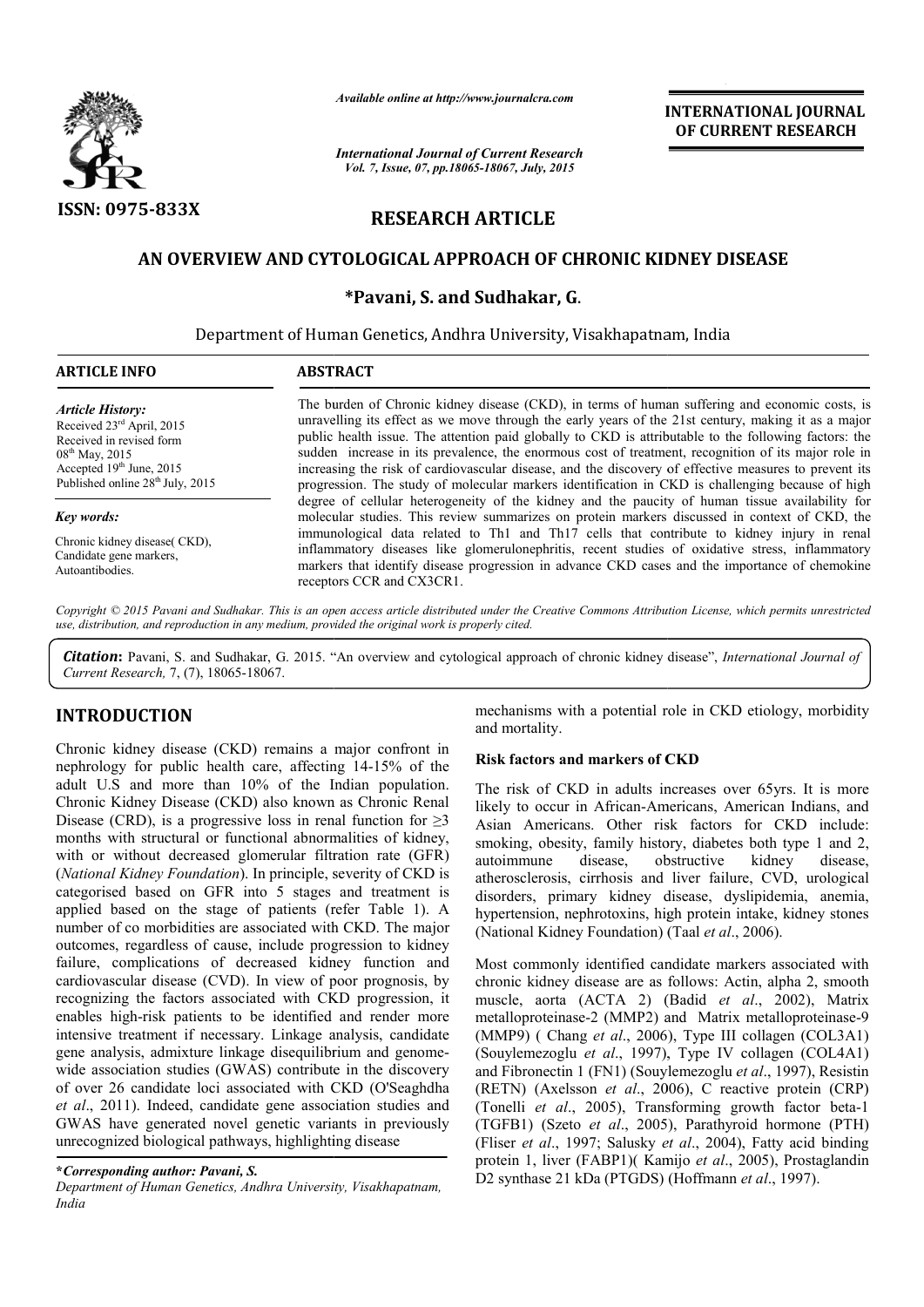*Available online at http://www.journalcra.com*

*International Journal of Current Research*
*Vol. 7, Issue, 07, pp.18065-18067, July, 2015*

**ISSN: 0975-833X**

**INTERNATIONAL JOURNAL OF CURRENT RESEARCH**

## RESEARCH ARTICLE

# AN OVERVIEW AND CYTOLOGICAL APPROACH OF CHRONIC KIDNEY DISEASE

**\*Pavani, S. and Sudhakar, G.**

Department of Human Genetics, Andhra University, Visakhapatnam, India

**ARTICLE INFO**

*Article History:*
Received 23rd April, 2015
Received in revised form
08th May, 2015
Accepted 19th June, 2015
Published online 28th July, 2015

*Key words:*
Chronic kidney disease( CKD),
Candidate gene markers,
Autoantibodies.

**ABSTRACT**

The burden of Chronic kidney disease (CKD), in terms of human suffering and economic costs, is unravelling its effect as we move through the early years of the 21st century, making it as a major public health issue. The attention paid globally to CKD is attributable to the following factors: the sudden increase in its prevalence, the enormous cost of treatment, recognition of its major role in increasing the risk of cardiovascular disease, and the discovery of effective measures to prevent its progression. The study of molecular markers identification in CKD is challenging because of high degree of cellular heterogeneity of the kidney and the paucity of human tissue availability for molecular studies. This review summarizes on protein markers discussed in context of CKD, the immunological data related to Th1 and Th17 cells that contribute to kidney injury in renal inflammatory diseases like glomerulonephritis, recent studies of oxidative stress, inflammatory markers that identify disease progression in advance CKD cases and the importance of chemokine receptors CCR and CX3CR1.

*Copyright © 2015 Pavani and Sudhakar. This is an open access article distributed under the Creative Commons Attribution License, which permits unrestricted use, distribution, and reproduction in any medium, provided the original work is properly cited.*

***Citation*:** Pavani, S. and Sudhakar, G. 2015. "An overview and cytological approach of chronic kidney disease", *International Journal of Current Research,* 7, (7), 18065-18067.

## INTRODUCTION

Chronic kidney disease (CKD) remains a major confront in nephrology for public health care, affecting 14-15% of the adult U.S and more than 10% of the Indian population. Chronic Kidney Disease (CKD) also known as Chronic Renal Disease (CRD), is a progressive loss in renal function for ≥3 months with structural or functional abnormalities of kidney, with or without decreased glomerular filtration rate (GFR) (*National Kidney Foundation*). In principle, severity of CKD is categorised based on GFR into 5 stages and treatment is applied based on the stage of patients (refer Table 1). A number of co morbidities are associated with CKD. The major outcomes, regardless of cause, include progression to kidney failure, complications of decreased kidney function and cardiovascular disease (CVD). In view of poor prognosis, by recognizing the factors associated with CKD progression, it enables high-risk patients to be identified and render more intensive treatment if necessary. Linkage analysis, candidate gene analysis, admixture linkage disequilibrium and genome-wide association studies (GWAS) contribute in the discovery of over 26 candidate loci associated with CKD (O'Seaghdha *et al*., 2011). Indeed, candidate gene association studies and GWAS have generated novel genetic variants in previously unrecognized biological pathways, highlighting disease mechanisms with a potential role in CKD etiology, morbidity and mortality.

***Corresponding author: Pavani, S.**
*Department of Human Genetics, Andhra University, Visakhapatnam, India*

### Risk factors and markers of CKD

The risk of CKD in adults increases over 65yrs. It is more likely to occur in African-Americans, American Indians, and Asian Americans. Other risk factors for CKD include: smoking, obesity, family history, diabetes both type 1 and 2, autoimmune disease, obstructive kidney disease, atherosclerosis, cirrhosis and liver failure, CVD, urological disorders, primary kidney disease, dyslipidemia, anemia, hypertension, nephrotoxins, high protein intake, kidney stones (National Kidney Foundation) (Taal *et al*., 2006).

Most commonly identified candidate markers associated with chronic kidney disease are as follows: Actin, alpha 2, smooth muscle, aorta (ACTA 2) (Badid *et al*., 2002), Matrix metalloproteinase-2 (MMP2) and Matrix metalloproteinase-9 (MMP9) ( Chang *et al*., 2006), Type III collagen (COL3A1) (Souylemezoglu *et al*., 1997), Type IV collagen (COL4A1) and Fibronectin 1 (FN1) (Souylemezoglu *et al*., 1997), Resistin (RETN) (Axelsson *et al*., 2006), C reactive protein (CRP) (Tonelli *et al*., 2005), Transforming growth factor beta-1 (TGFB1) (Szeto *et al*., 2005), Parathyroid hormone (PTH) (Fliser *et al*., 1997; Salusky *et al*., 2004), Fatty acid binding protein 1, liver (FABP1)( Kamijo *et al*., 2005), Prostaglandin D2 synthase 21 kDa (PTGDS) (Hoffmann *et al*., 1997).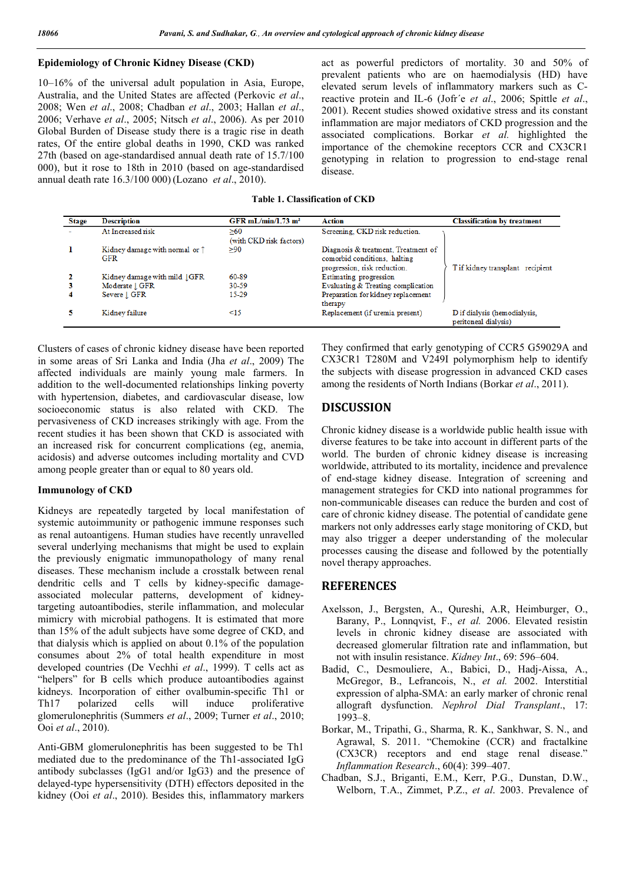### Epidemiology of Chronic Kidney Disease (CKD)

10–16% of the universal adult population in Asia, Europe, Australia, and the United States are affected (Perkovic *et al*., 2008; Wen *et al*., 2008; Chadban *et al*., 2003; Hallan *et al*., 2006; Verhave *et al*., 2005; Nitsch *et al*., 2006). As per 2010 Global Burden of Disease study there is a tragic rise in death rates, Of the entire global deaths in 1990, CKD was ranked 27th (based on age-standardised annual death rate of 15.7/100 000), but it rose to 18th in 2010 (based on age-standardised annual death rate 16.3/100 000) (Lozano *et al*., 2010).

act as powerful predictors of mortality. 30 and 50% of prevalent patients who are on haemodialysis (HD) have elevated serum levels of inflammatory markers such as C-reactive protein and IL-6 (Jofr´e *et al*., 2006; Spittle *et al*., 2001). Recent studies showed oxidative stress and its constant inflammation are major mediators of CKD progression and the associated complications. Borkar *et al.* highlighted the importance of the chemokine receptors CCR and CX3CR1 genotyping in relation to progression to end-stage renal disease.

**Table 1. Classification of CKD**

| Stage | Description | GFR mL/min/1.73 m² | Action | Classification by treatment |
|---|---|---|---|---|
| - | At Increased risk | ≥60 (with CKD risk factors) | Screening, CKD risk reduction. | |
| 1 | Kidney damage with normal or ↑ GFR | ≥90 | Diagnosis & treatment, Treatment of comorbid conditions, halting progression, risk reduction. | T if kidney transplant recipient |
| 2 | Kidney damage with mild ↓GFR | 60-89 | Estimating progression | |
| 3 | Moderate ↓ GFR | 30-59 | Evaluating & Treating complication | |
| 4 | Severe ↓ GFR | 15-29 | Preparation for kidney replacement therapy | |
| 5 | Kidney failure | <15 | Replacement (if uremia present) | D if dialysis (hemodialysis, peritoneal dialysis) |

Clusters of cases of chronic kidney disease have been reported in some areas of Sri Lanka and India (Jha *et al*., 2009) The affected individuals are mainly young male farmers. In addition to the well-documented relationships linking poverty with hypertension, diabetes, and cardiovascular disease, low socioeconomic status is also related with CKD. The pervasiveness of CKD increases strikingly with age. From the recent studies it has been shown that CKD is associated with an increased risk for concurrent complications (eg, anemia, acidosis) and adverse outcomes including mortality and CVD among people greater than or equal to 80 years old.

### Immunology of CKD

Kidneys are repeatedly targeted by local manifestation of systemic autoimmunity or pathogenic immune responses such as renal autoantigens. Human studies have recently unravelled several underlying mechanisms that might be used to explain the previously enigmatic immunopathology of many renal diseases. These mechanism include a crosstalk between renal dendritic cells and T cells by kidney-specific damage-associated molecular patterns, development of kidney-targeting autoantibodies, sterile inflammation, and molecular mimicry with microbial pathogens. It is estimated that more than 15% of the adult subjects have some degree of CKD, and that dialysis which is applied on about 0.1% of the population consumes about 2% of total health expenditure in most developed countries (De Vechhi *et al*., 1999). T cells act as "helpers" for B cells which produce autoantibodies against kidneys. Incorporation of either ovalbumin-specific Th1 or Th17 polarized cells will induce proliferative glomerulonephritis (Summers *et al*., 2009; Turner *et al*., 2010; Ooi *et al*., 2010).

Anti-GBM glomerulonephritis has been suggested to be Th1 mediated due to the predominance of the Th1-associated IgG antibody subclasses (IgG1 and/or IgG3) and the presence of delayed-type hypersensitivity (DTH) effectors deposited in the kidney (Ooi *et al*., 2010). Besides this, inflammatory markers

They confirmed that early genotyping of CCR5 G59029A and CX3CR1 T280M and V249I polymorphism help to identify the subjects with disease progression in advanced CKD cases among the residents of North Indians (Borkar *et al*., 2011).

## DISCUSSION

Chronic kidney disease is a worldwide public health issue with diverse features to be take into account in different parts of the world. The burden of chronic kidney disease is increasing worldwide, attributed to its mortality, incidence and prevalence of end-stage kidney disease. Integration of screening and management strategies for CKD into national programmes for non-communicable diseases can reduce the burden and cost of care of chronic kidney disease. The potential of candidate gene markers not only addresses early stage monitoring of CKD, but may also trigger a deeper understanding of the molecular processes causing the disease and followed by the potentially novel therapy approaches.

## REFERENCES

Axelsson, J., Bergsten, A., Qureshi, A.R, Heimburger, O., Barany, P., Lonnqvist, F., *et al.* 2006. Elevated resistin levels in chronic kidney disease are associated with decreased glomerular filtration rate and inflammation, but not with insulin resistance. *Kidney Int*., 69: 596–604.

Badid, C., Desmouliere, A., Babici, D., Hadj-Aissa, A., McGregor, B., Lefrancois, N., *et al.* 2002. Interstitial expression of alpha-SMA: an early marker of chronic renal allograft dysfunction. *Nephrol Dial Transplant*., 17: 1993–8.

Borkar, M., Tripathi, G., Sharma, R. K., Sankhwar, S. N., and Agrawal, S. 2011. "Chemokine (CCR) and fractalkine (CX3CR) receptors and end stage renal disease." *Inflammation Research*., 60(4): 399–407.

Chadban, S.J., Briganti, E.M., Kerr, P.G., Dunstan, D.W., Welborn, T.A., Zimmet, P.Z., *et al.* 2003. Prevalence of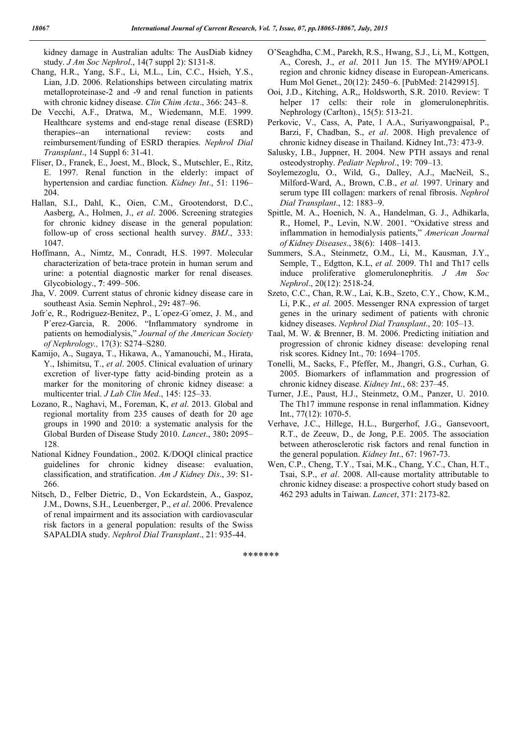kidney damage in Australian adults: The AusDiab kidney study. *J Am Soc Nephrol*., 14(7 suppl 2): S131-8.

Chang, H.R., Yang, S.F., Li, M.L., Lin, C.C., Hsieh, Y.S., Lian, J.D. 2006. Relationships between circulating matrix metalloproteinase-2 and -9 and renal function in patients with chronic kidney disease. *Clin Chim Acta*., 366: 243–8.

De Vecchi, A.F., Dratwa, M., Wiedemann, M.E. 1999. Healthcare systems and end-stage renal disease (ESRD) therapies--an international review: costs and reimbursement/funding of ESRD therapies. *Nephrol Dial Transplant*., 14 Suppl 6: 31-41.

Fliser, D., Franek, E., Joest, M., Block, S., Mutschler, E., Ritz, E. 1997. Renal function in the elderly: impact of hypertension and cardiac function. *Kidney Int*., 51: 1196–204.

Hallan, S.I., Dahl, K., Oien, C.M., Grootendorst, D.C., Aasberg, A., Holmen, J., *et al*. 2006. Screening strategies for chronic kidney disease in the general population: follow-up of cross sectional health survey. *BMJ*., 333: 1047.

Hoffmann, A., Nimtz, M., Conradt, H.S. 1997. Molecular characterization of beta-trace protein in human serum and urine: a potential diagnostic marker for renal diseases. Glycobiology., **7**: 499–506.

Jha, V. 2009. Current status of chronic kidney disease care in southeast Asia. Semin Nephrol., 29**:** 487–96.

Jofr´e, R., Rodriguez-Benitez, P., L´opez-G´omez, J. M., and P´erez-Garcia, R. 2006. "Inflammatory syndrome in patients on hemodialysis," *Journal of the American Society of Nephrology.,* 17(3): S274–S280.

Kamijo, A., Sugaya, T., Hikawa, A., Yamanouchi, M., Hirata, Y., Ishimitsu, T., *et al*. 2005. Clinical evaluation of urinary excretion of liver-type fatty acid-binding protein as a marker for the monitoring of chronic kidney disease: a multicenter trial. *J Lab Clin Med*., 145: 125–33.

Lozano, R., Naghavi, M., Foreman, K, *et al*. 2013. Global and regional mortality from 235 causes of death for 20 age groups in 1990 and 2010: a systematic analysis for the Global Burden of Disease Study 2010. *Lancet*., 380**:** 2095–128.

National Kidney Foundation., 2002. K/DOQI clinical practice guidelines for chronic kidney disease: evaluation, classification, and stratification. *Am J Kidney Dis*., 39: S1-266.

Nitsch, D., Felber Dietric, D., Von Eckardstein, A., Gaspoz, J.M., Downs, S.H., Leuenberger, P., *et al*. 2006. Prevalence of renal impairment and its association with cardiovascular risk factors in a general population: results of the Swiss SAPALDIA study. *Nephrol Dial Transplant*., 21: 935-44.

O'Seaghdha, C.M., Parekh, R.S., Hwang, S.J., Li, M., Kottgen, A., Coresh, J., *et al*. 2011 Jun 15. The MYH9/APOL1 region and chronic kidney disease in European-Americans. Hum Mol Genet., 20(12): 2450–6. [PubMed: 21429915].

Ooi, J.D., Kitching, A.R,, Holdsworth, S.R. 2010. Review: T helper 17 cells: their role in glomerulonephritis. Nephrology (Carlton)., 15(5): 513-21.

Perkovic, V., Cass, A, Pate, l A.A., Suriyawongpaisal, P., Barzi, F, Chadban, S., *et al*. 2008. High prevalence of chronic kidney disease in Thailand. Kidney Int.,73: 473-9.

Salusky, I.B., Juppner, H. 2004. New PTH assays and renal osteodystrophy. *Pediatr Nephrol*., 19: 709–13.

Soylemezoglu, O., Wild, G., Dalley, A.J., MacNeil, S., Milford-Ward, A., Brown, C.B., *et al.* 1997. Urinary and serum type III collagen: markers of renal fibrosis. *Nephrol Dial Transplant*., 12: 1883–9.

Spittle, M. A., Hoenich, N. A., Handelman, G. J., Adhikarla, R., Homel, P., Levin, N.W. 2001. "Oxidative stress and inflammation in hemodialysis patients," *American Journal of Kidney Diseases*., 38(6): 1408–1413.

Summers, S.A., Steinmetz, O.M., Li, M., Kausman, J.Y., Semple, T., Edgtton, K.L, *et al.* 2009. Th1 and Th17 cells induce proliferative glomerulonephritis. *J Am Soc Nephrol*., 20(12): 2518-24.

Szeto, C.C., Chan, R.W., Lai, K.B., Szeto, C.Y., Chow, K.M., Li, P.K., *et al.* 2005. Messenger RNA expression of target genes in the urinary sediment of patients with chronic kidney diseases. *Nephrol Dial Transplant*., 20: 105–13.

Taal, M. W. & Brenner, B. M. 2006. Predicting initiation and progression of chronic kidney disease: developing renal risk scores. Kidney Int., 70: 1694–1705.

Tonelli, M., Sacks, F., Pfeffer, M., Jhangri, G.S., Curhan, G. 2005. Biomarkers of inflammation and progression of chronic kidney disease. *Kidney Int*., 68: 237–45.

Turner, J.E., Paust, H.J., Steinmetz, O.M., Panzer, U. 2010. The Th17 immune response in renal inflammation. Kidney Int., 77(12): 1070-5.

Verhave, J.C., Hillege, H.L., Burgerhof, J.G., Gansevoort, R.T., de Zeeuw, D., de Jong, P.E. 2005. The association between atherosclerotic risk factors and renal function in the general population. *Kidney Int*., 67: 1967-73.

Wen, C.P., Cheng, T.Y., Tsai, M.K., Chang, Y.C., Chan, H.T., Tsai, S.P., *et al*. 2008. All-cause mortality attributable to chronic kidney disease: a prospective cohort study based on 462 293 adults in Taiwan. *Lancet*, 371: 2173-82.

*******